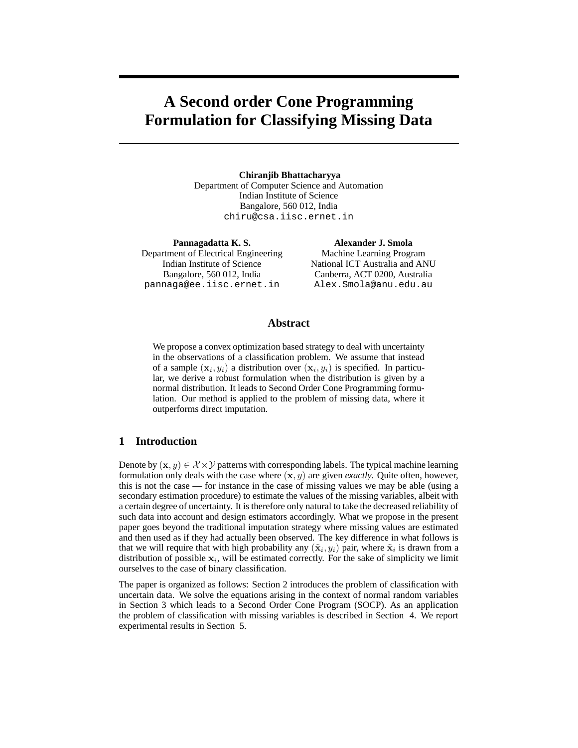# A Second order Cone Programming Formulation for Classifying Missing Data

**Chiranjib Bhattacharyya**
Department of Computer Science and Automation
Indian Institute of Science
Bangalore, 560 012, India
chiru@csa.iisc.ernet.in

**Pannagadatta K. S.**
Department of Electrical Engineering
Indian Institute of Science
Bangalore, 560 012, India
pannaga@ee.iisc.ernet.in

**Alexander J. Smola**
Machine Learning Program
National ICT Australia and ANU
Canberra, ACT 0200, Australia
Alex.Smola@anu.edu.au

## Abstract

We propose a convex optimization based strategy to deal with uncertainty in the observations of a classification problem. We assume that instead of a sample $(\mathbf{x}_i, y_i)$ a distribution over $(\mathbf{x}_i, y_i)$ is specified. In particular, we derive a robust formulation when the distribution is given by a normal distribution. It leads to Second Order Cone Programming formulation. Our method is applied to the problem of missing data, where it outperforms direct imputation.

## 1 Introduction

Denote by $(\mathbf{x}, y) \in \mathcal{X} \times \mathcal{Y}$ patterns with corresponding labels. The typical machine learning formulation only deals with the case where $(\mathbf{x}, y)$ are given *exactly*. Quite often, however, this is not the case — for instance in the case of missing values we may be able (using a secondary estimation procedure) to estimate the values of the missing variables, albeit with a certain degree of uncertainty. It is therefore only natural to take the decreased reliability of such data into account and design estimators accordingly. What we propose in the present paper goes beyond the traditional imputation strategy where missing values are estimated and then used as if they had actually been observed. The key difference in what follows is that we will require that with high probability any $(\tilde{\mathbf{x}}_i, y_i)$ pair, where $\tilde{\mathbf{x}}_i$ is drawn from a distribution of possible $\mathbf{x}_i$, will be estimated correctly. For the sake of simplicity we limit ourselves to the case of binary classification.

The paper is organized as follows: Section 2 introduces the problem of classification with uncertain data. We solve the equations arising in the context of normal random variables in Section 3 which leads to a Second Order Cone Program (SOCP). As an application the problem of classification with missing variables is described in Section 4. We report experimental results in Section 5.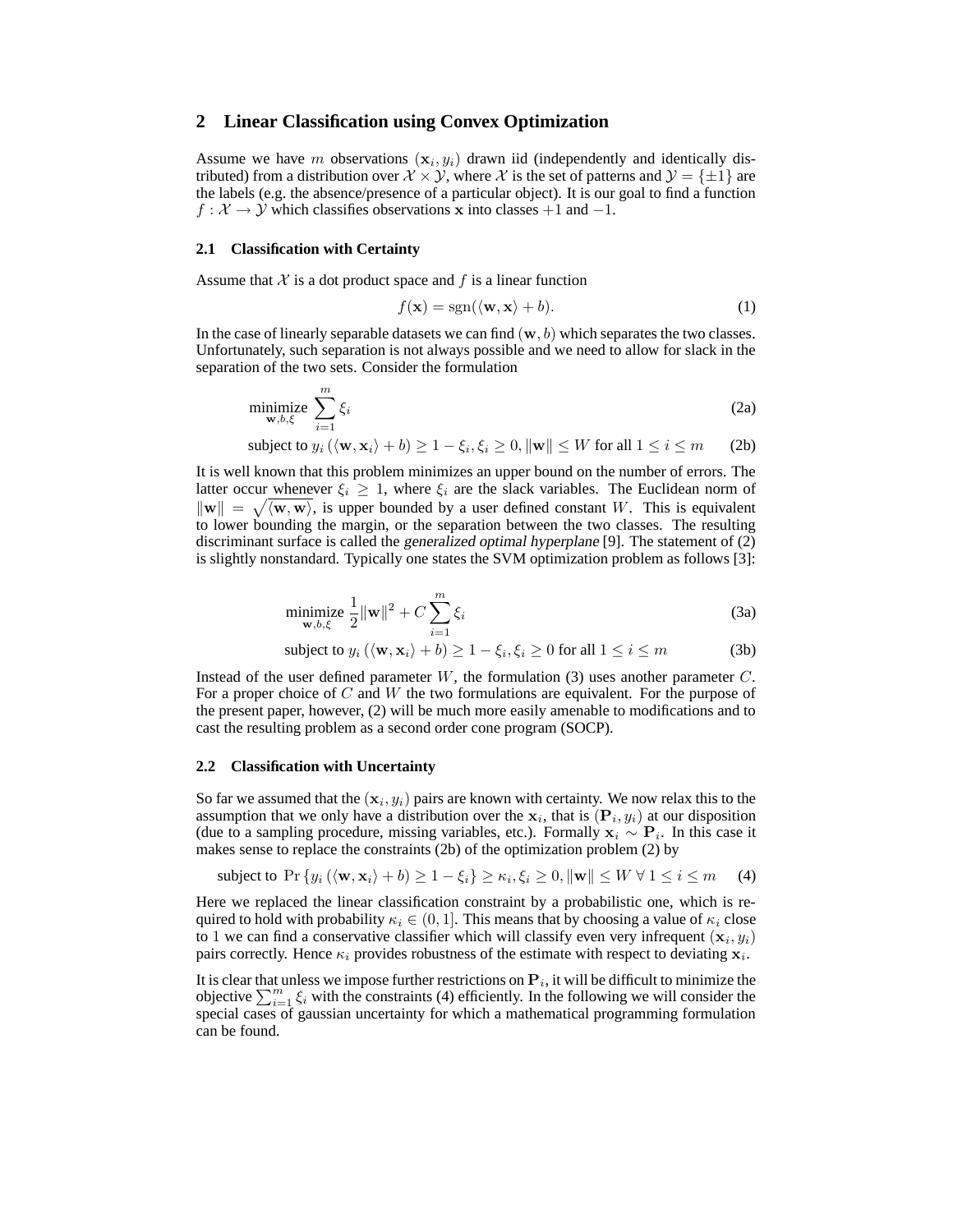## 2 Linear Classification using Convex Optimization

Assume we have $m$ observations $(\mathbf{x}_i, y_i)$ drawn iid (independently and identically distributed) from a distribution over $\mathcal{X} \times \mathcal{Y}$, where $\mathcal{X}$ is the set of patterns and $\mathcal{Y} = \{\pm 1\}$ are the labels (e.g. the absence/presence of a particular object). It is our goal to find a function $f : \mathcal{X} \to \mathcal{Y}$ which classifies observations $\mathbf{x}$ into classes $+1$ and $-1$.

### 2.1 Classification with Certainty

Assume that $\mathcal{X}$ is a dot product space and $f$ is a linear function

$$f(\mathbf{x}) = \operatorname{sgn}(\langle \mathbf{w}, \mathbf{x} \rangle + b). \tag{1}$$

In the case of linearly separable datasets we can find $(\mathbf{w}, b)$ which separates the two classes. Unfortunately, such separation is not always possible and we need to allow for slack in the separation of the two sets. Consider the formulation

$$\underset{\mathbf{w},b,\xi}{\text{minimize}} \sum_{i=1}^{m} \xi_i \tag{2a}$$

$$\text{subject to } y_i \left( \langle \mathbf{w}, \mathbf{x}_i \rangle + b \right) \geq 1 - \xi_i, \xi_i \geq 0, \|\mathbf{w}\| \leq W \text{ for all } 1 \leq i \leq m \tag{2b}$$

It is well known that this problem minimizes an upper bound on the number of errors. The latter occur whenever $\xi_i \geq 1$, where $\xi_i$ are the slack variables. The Euclidean norm of $\|\mathbf{w}\| = \sqrt{\langle \mathbf{w}, \mathbf{w} \rangle}$, is upper bounded by a user defined constant $W$. This is equivalent to lower bounding the margin, or the separation between the two classes. The resulting discriminant surface is called the *generalized optimal hyperplane* [9]. The statement of (2) is slightly nonstandard. Typically one states the SVM optimization problem as follows [3]:

$$\underset{\mathbf{w},b,\xi}{\text{minimize}} \frac{1}{2}\|\mathbf{w}\|^2 + C \sum_{i=1}^{m} \xi_i \tag{3a}$$

$$\text{subject to } y_i \left( \langle \mathbf{w}, \mathbf{x}_i \rangle + b \right) \geq 1 - \xi_i, \xi_i \geq 0 \text{ for all } 1 \leq i \leq m \tag{3b}$$

Instead of the user defined parameter $W$, the formulation (3) uses another parameter $C$. For a proper choice of $C$ and $W$ the two formulations are equivalent. For the purpose of the present paper, however, (2) will be much more easily amenable to modifications and to cast the resulting problem as a second order cone program (SOCP).

### 2.2 Classification with Uncertainty

So far we assumed that the $(\mathbf{x}_i, y_i)$ pairs are known with certainty. We now relax this to the assumption that we only have a distribution over the $\mathbf{x}_i$, that is $(\mathbf{P}_i, y_i)$ at our disposition (due to a sampling procedure, missing variables, etc.). Formally $\mathbf{x}_i \sim \mathbf{P}_i$. In this case it makes sense to replace the constraints (2b) of the optimization problem (2) by

$$\text{subject to } \Pr\left\{ y_i \left( \langle \mathbf{w}, \mathbf{x}_i \rangle + b \right) \geq 1 - \xi_i \right\} \geq \kappa_i, \xi_i \geq 0, \|\mathbf{w}\| \leq W \;\forall\; 1 \leq i \leq m \tag{4}$$

Here we replaced the linear classification constraint by a probabilistic one, which is required to hold with probability $\kappa_i \in (0, 1]$. This means that by choosing a value of $\kappa_i$ close to 1 we can find a conservative classifier which will classify even very infrequent $(\mathbf{x}_i, y_i)$ pairs correctly. Hence $\kappa_i$ provides robustness of the estimate with respect to deviating $\mathbf{x}_i$.

It is clear that unless we impose further restrictions on $\mathbf{P}_i$, it will be difficult to minimize the objective $\sum_{i=1}^{m} \xi_i$ with the constraints (4) efficiently. In the following we will consider the special cases of gaussian uncertainty for which a mathematical programming formulation can be found.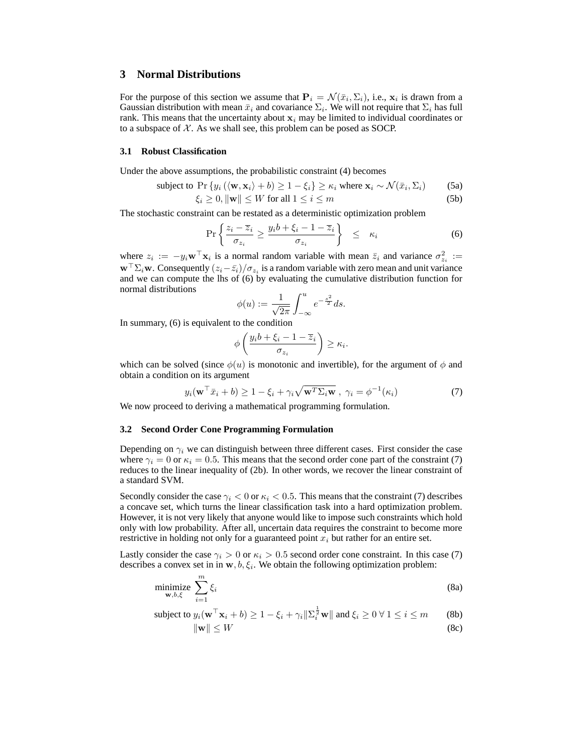## 3 Normal Distributions

For the purpose of this section we assume that $\mathbf{P}_i = \mathcal{N}(\bar{x}_i, \Sigma_i)$, i.e., $\mathbf{x}_i$ is drawn from a Gaussian distribution with mean $\bar{x}_i$ and covariance $\Sigma_i$. We will not require that $\Sigma_i$ has full rank. This means that the uncertainty about $\mathbf{x}_i$ may be limited to individual coordinates or to a subspace of $\mathcal{X}$. As we shall see, this problem can be posed as SOCP.

### 3.1 Robust Classification

Under the above assumptions, the probabilistic constraint (4) becomes

$$\text{subject to } \Pr\left\{y_i\left(\langle \mathbf{w}, \mathbf{x}_i \rangle + b\right) \geq 1 - \xi_i\right\} \geq \kappa_i \text{ where } \mathbf{x}_i \sim \mathcal{N}(\bar{x}_i, \Sigma_i) \tag{5a}$$

$$\xi_i \geq 0, \|\mathbf{w}\| \leq W \text{ for all } 1 \leq i \leq m \tag{5b}$$

The stochastic constraint can be restated as a deterministic optimization problem

$$\Pr\left\{\frac{z_i - \overline{z}_i}{\sigma_{z_i}} \geq \frac{y_i b + \xi_i - 1 - \overline{z}_i}{\sigma_{z_i}}\right\} \quad \leq \quad \kappa_i \tag{6}$$

where $z_i := -y_i \mathbf{w}^\top \mathbf{x}_i$ is a normal random variable with mean $\bar{z}_i$ and variance $\sigma_{z_i}^2 := \mathbf{w}^\top \Sigma_i \mathbf{w}$. Consequently $(z_i - \bar{z}_i)/\sigma_{z_i}$ is a random variable with zero mean and unit variance and we can compute the lhs of (6) by evaluating the cumulative distribution function for normal distributions

$$\phi(u) := \frac{1}{\sqrt{2\pi}} \int_{-\infty}^{u} e^{-\frac{s^2}{2}} ds.$$

In summary, (6) is equivalent to the condition

$$\phi\left(\frac{y_i b + \xi_i - 1 - \overline{z}_i}{\sigma_{z_i}}\right) \geq \kappa_i.$$

which can be solved (since $\phi(u)$ is monotonic and invertible), for the argument of $\phi$ and obtain a condition on its argument

$$y_i(\mathbf{w}^\top \bar{x}_i + b) \geq 1 - \xi_i + \gamma_i \sqrt{\mathbf{w}^T \Sigma_i \mathbf{w}}\ ,\ \gamma_i = \phi^{-1}(\kappa_i) \tag{7}$$

We now proceed to deriving a mathematical programming formulation.

### 3.2 Second Order Cone Programming Formulation

Depending on $\gamma_i$ we can distinguish between three different cases. First consider the case where $\gamma_i = 0$ or $\kappa_i = 0.5$. This means that the second order cone part of the constraint (7) reduces to the linear inequality of (2b). In other words, we recover the linear constraint of a standard SVM.

Secondly consider the case $\gamma_i < 0$ or $\kappa_i < 0.5$. This means that the constraint (7) describes a concave set, which turns the linear classification task into a hard optimization problem. However, it is not very likely that anyone would like to impose such constraints which hold only with low probability. After all, uncertain data requires the constraint to become more restrictive in holding not only for a guaranteed point $x_i$ but rather for an entire set.

Lastly consider the case $\gamma_i > 0$ or $\kappa_i > 0.5$ second order cone constraint. In this case (7) describes a convex set in in $\mathbf{w}, b, \xi_i$. We obtain the following optimization problem:

$$\underset{\mathbf{w},b,\xi}{\text{minimize}} \sum_{i=1}^{m} \xi_i \tag{8a}$$

$$\text{subject to } y_i(\mathbf{w}^\top \mathbf{x}_i + b) \geq 1 - \xi_i + \gamma_i \|\Sigma_i^{\frac{1}{2}} \mathbf{w}\| \text{ and } \xi_i \geq 0 \;\forall\; 1 \leq i \leq m \tag{8b}$$

$$\|\mathbf{w}\| \leq W \tag{8c}$$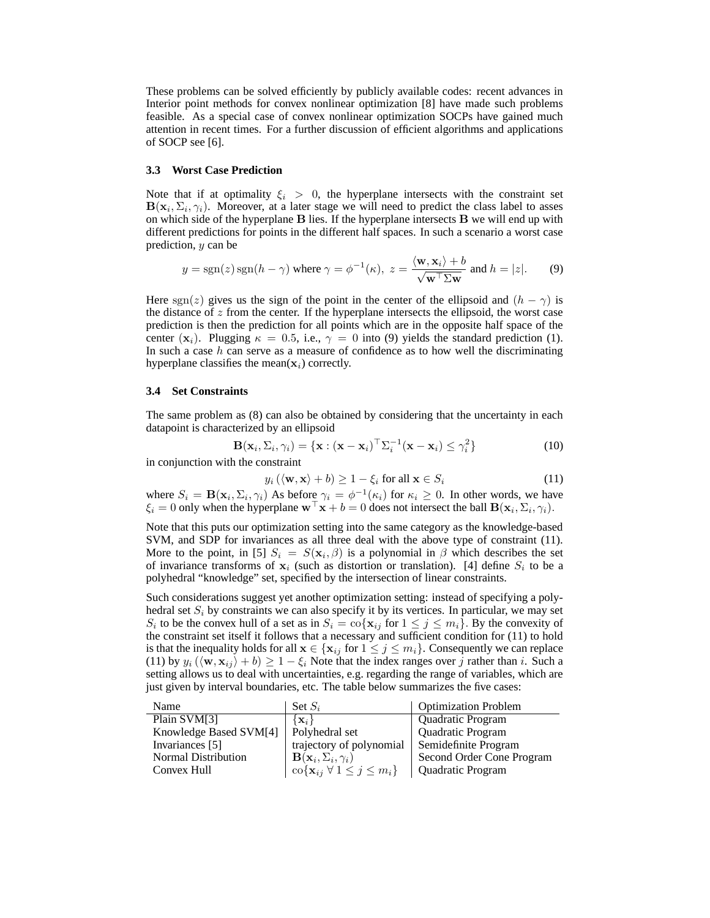These problems can be solved efficiently by publicly available codes: recent advances in Interior point methods for convex nonlinear optimization [8] have made such problems feasible. As a special case of convex nonlinear optimization SOCPs have gained much attention in recent times. For a further discussion of efficient algorithms and applications of SOCP see [6].

### 3.3 Worst Case Prediction

Note that if at optimality $\xi_i > 0$, the hyperplane intersects with the constraint set $\mathbf{B}(\mathbf{x}_i, \Sigma_i, \gamma_i)$. Moreover, at a later stage we will need to predict the class label to asses on which side of the hyperplane $\mathbf{B}$ lies. If the hyperplane intersects $\mathbf{B}$ we will end up with different predictions for points in the different half spaces. In such a scenario a worst case prediction, $y$ can be

$$y = \operatorname{sgn}(z)\operatorname{sgn}(h - \gamma) \text{ where } \gamma = \phi^{-1}(\kappa),\ z = \frac{\langle \mathbf{w}, \mathbf{x}_i \rangle + b}{\sqrt{\mathbf{w}^\top \Sigma \mathbf{w}}} \text{ and } h = |z|. \tag{9}$$

Here $\operatorname{sgn}(z)$ gives us the sign of the point in the center of the ellipsoid and $(h - \gamma)$ is the distance of $z$ from the center. If the hyperplane intersects the ellipsoid, the worst case prediction is then the prediction for all points which are in the opposite half space of the center $(\mathbf{x}_i)$. Plugging $\kappa = 0.5$, i.e., $\gamma = 0$ into (9) yields the standard prediction (1). In such a case $h$ can serve as a measure of confidence as to how well the discriminating hyperplane classifies the mean$(\mathbf{x}_i)$ correctly.

### 3.4 Set Constraints

The same problem as (8) can also be obtained by considering that the uncertainty in each datapoint is characterized by an ellipsoid

$$\mathbf{B}(\mathbf{x}_i, \Sigma_i, \gamma_i) = \{\mathbf{x} : (\mathbf{x} - \mathbf{x}_i)^\top \Sigma_i^{-1} (\mathbf{x} - \mathbf{x}_i) \leq \gamma_i^2\} \tag{10}$$

in conjunction with the constraint

$$y_i \left( \langle \mathbf{w}, \mathbf{x} \rangle + b \right) \geq 1 - \xi_i \text{ for all } \mathbf{x} \in S_i \tag{11}$$

where $S_i = \mathbf{B}(\mathbf{x}_i, \Sigma_i, \gamma_i)$ As before $\gamma_i = \phi^{-1}(\kappa_i)$ for $\kappa_i \geq 0$. In other words, we have $\xi_i = 0$ only when the hyperplane $\mathbf{w}^\top \mathbf{x} + b = 0$ does not intersect the ball $\mathbf{B}(\mathbf{x}_i, \Sigma_i, \gamma_i)$.

Note that this puts our optimization setting into the same category as the knowledge-based SVM, and SDP for invariances as all three deal with the above type of constraint (11). More to the point, in [5] $S_i = S(\mathbf{x}_i, \beta)$ is a polynomial in $\beta$ which describes the set of invariance transforms of $\mathbf{x}_i$ (such as distortion or translation). [4] define $S_i$ to be a polyhedral "knowledge" set, specified by the intersection of linear constraints.

Such considerations suggest yet another optimization setting: instead of specifying a polyhedral set $S_i$ by constraints we can also specify it by its vertices. In particular, we may set $S_i$ to be the convex hull of a set as in $S_i = \operatorname{co}\{\mathbf{x}_{ij} \text{ for } 1 \leq j \leq m_i\}$. By the convexity of the constraint set itself it follows that a necessary and sufficient condition for (11) to hold is that the inequality holds for all $\mathbf{x} \in \{\mathbf{x}_{ij} \text{ for } 1 \leq j \leq m_i\}$. Consequently we can replace (11) by $y_i \left( \langle \mathbf{w}, \mathbf{x}_{ij} \rangle + b \right) \geq 1 - \xi_i$ Note that the index ranges over $j$ rather than $i$. Such a setting allows us to deal with uncertainties, e.g. regarding the range of variables, which are just given by interval boundaries, etc. The table below summarizes the five cases:

| Name | Set $S_i$ | Optimization Problem |
|---|---|---|
| Plain SVM[3] | $\{\mathbf{x}_i\}$ | Quadratic Program |
| Knowledge Based SVM[4] | Polyhedral set | Quadratic Program |
| Invariances [5] | trajectory of polynomial | Semidefinite Program |
| Normal Distribution | $\mathbf{B}(\mathbf{x}_i, \Sigma_i, \gamma_i)$ | Second Order Cone Program |
| Convex Hull | $\operatorname{co}\{\mathbf{x}_{ij}\ \forall\, 1 \leq j \leq m_i\}$ | Quadratic Program |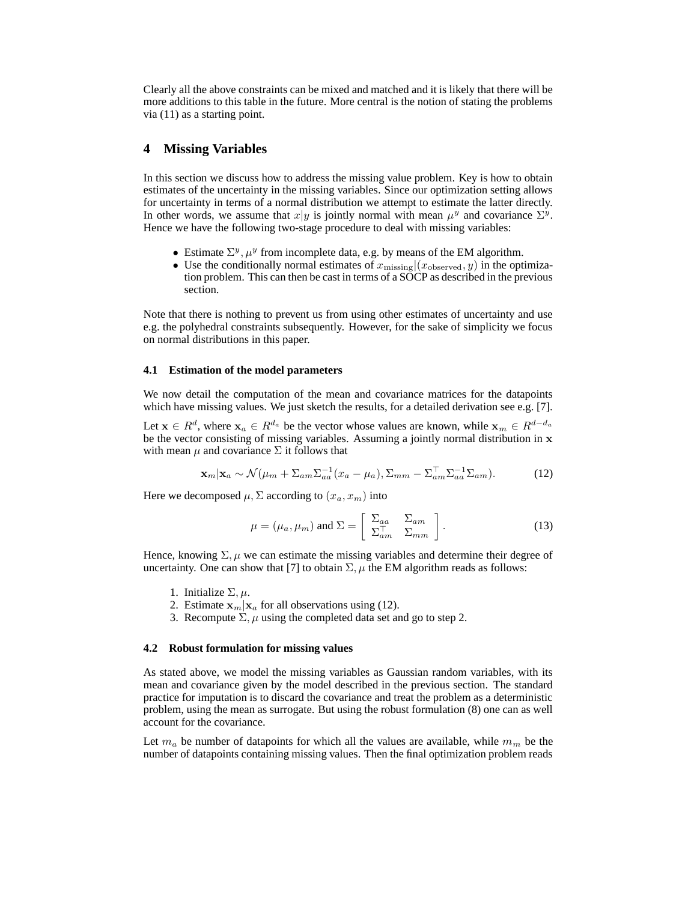Clearly all the above constraints can be mixed and matched and it is likely that there will be more additions to this table in the future. More central is the notion of stating the problems via (11) as a starting point.

## 4 Missing Variables

In this section we discuss how to address the missing value problem. Key is how to obtain estimates of the uncertainty in the missing variables. Since our optimization setting allows for uncertainty in terms of a normal distribution we attempt to estimate the latter directly. In other words, we assume that $x|y$ is jointly normal with mean $\mu^y$ and covariance $\Sigma^y$. Hence we have the following two-stage procedure to deal with missing variables:

- Estimate $\Sigma^y, \mu^y$ from incomplete data, e.g. by means of the EM algorithm.
- Use the conditionally normal estimates of $x_{\text{missing}}|(x_{\text{observed}}, y)$ in the optimization problem. This can then be cast in terms of a SOCP as described in the previous section.

Note that there is nothing to prevent us from using other estimates of uncertainty and use e.g. the polyhedral constraints subsequently. However, for the sake of simplicity we focus on normal distributions in this paper.

### 4.1 Estimation of the model parameters

We now detail the computation of the mean and covariance matrices for the datapoints which have missing values. We just sketch the results, for a detailed derivation see e.g. [7].

Let $\mathbf{x} \in R^d$, where $\mathbf{x}_a \in R^{d_a}$ be the vector whose values are known, while $\mathbf{x}_m \in R^{d-d_a}$ be the vector consisting of missing variables. Assuming a jointly normal distribution in $\mathbf{x}$ with mean $\mu$ and covariance $\Sigma$ it follows that

$$\mathbf{x}_m|\mathbf{x}_a \sim \mathcal{N}(\mu_m + \Sigma_{am}\Sigma_{aa}^{-1}(x_a - \mu_a), \Sigma_{mm} - \Sigma_{am}^\top \Sigma_{aa}^{-1}\Sigma_{am}). \tag{12}$$

Here we decomposed $\mu, \Sigma$ according to $(x_a, x_m)$ into

$$\mu = (\mu_a, \mu_m) \text{ and } \Sigma = \begin{bmatrix} \Sigma_{aa} & \Sigma_{am} \\ \Sigma_{am}^\top & \Sigma_{mm} \end{bmatrix}. \tag{13}$$

Hence, knowing $\Sigma, \mu$ we can estimate the missing variables and determine their degree of uncertainty. One can show that [7] to obtain $\Sigma, \mu$ the EM algorithm reads as follows:

1. Initialize $\Sigma, \mu$.
2. Estimate $\mathbf{x}_m|\mathbf{x}_a$ for all observations using (12).
3. Recompute $\Sigma, \mu$ using the completed data set and go to step 2.

### 4.2 Robust formulation for missing values

As stated above, we model the missing variables as Gaussian random variables, with its mean and covariance given by the model described in the previous section. The standard practice for imputation is to discard the covariance and treat the problem as a deterministic problem, using the mean as surrogate. But using the robust formulation (8) one can as well account for the covariance.

Let $m_a$ be number of datapoints for which all the values are available, while $m_m$ be the number of datapoints containing missing values. Then the final optimization problem reads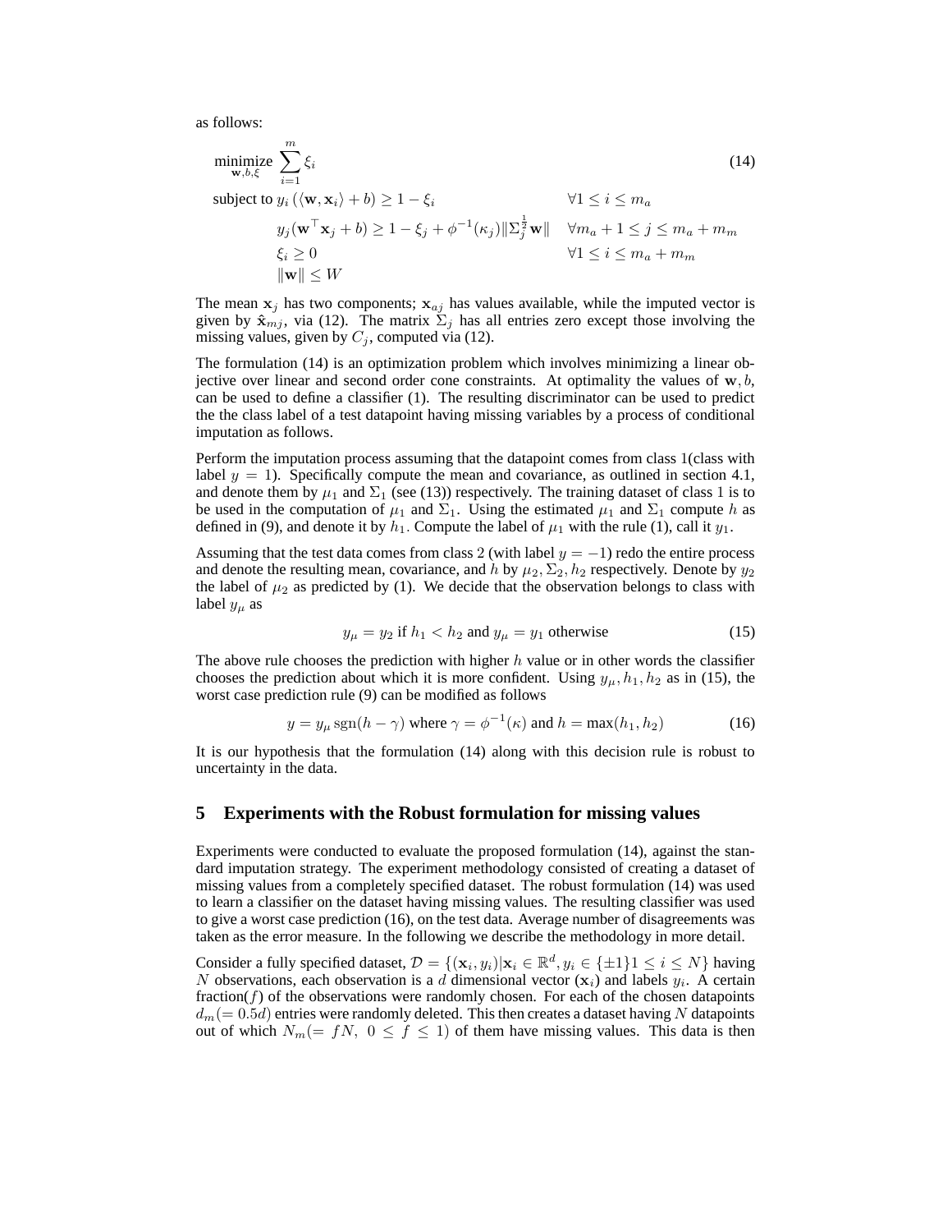as follows:

$$
\begin{aligned}
&\underset{\mathbf{w},b,\xi}{\text{minimize}} \ \sum_{i=1}^{m} \xi_i && (14)\\
&\text{subject to } y_i\left(\langle \mathbf{w}, \mathbf{x}_i\rangle + b\right) \geq 1 - \xi_i && \forall 1 \leq i \leq m_a\\
&\qquad y_j(\mathbf{w}^\top \mathbf{x}_j + b) \geq 1 - \xi_j + \phi^{-1}(\kappa_j)\|\Sigma_j^{\frac{1}{2}}\mathbf{w}\| && \forall m_a + 1 \leq j \leq m_a + m_m\\
&\qquad \xi_i \geq 0 && \forall 1 \leq i \leq m_a + m_m\\
&\qquad \|\mathbf{w}\| \leq W
\end{aligned}
$$

The mean $\mathbf{x}_j$ has two components; $\mathbf{x}_{aj}$ has values available, while the imputed vector is given by $\hat{\mathbf{x}}_{mj}$, via (12). The matrix $\Sigma_j$ has all entries zero except those involving the missing values, given by $C_j$, computed via (12).

The formulation (14) is an optimization problem which involves minimizing a linear objective over linear and second order cone constraints. At optimality the values of $\mathbf{w}, b$, can be used to define a classifier (1). The resulting discriminator can be used to predict the the class label of a test datapoint having missing variables by a process of conditional imputation as follows.

Perform the imputation process assuming that the datapoint comes from class 1(class with label $y = 1$). Specifically compute the mean and covariance, as outlined in section 4.1, and denote them by $\mu_1$ and $\Sigma_1$ (see (13)) respectively. The training dataset of class 1 is to be used in the computation of $\mu_1$ and $\Sigma_1$. Using the estimated $\mu_1$ and $\Sigma_1$ compute $h$ as defined in (9), and denote it by $h_1$. Compute the label of $\mu_1$ with the rule (1), call it $y_1$.

Assuming that the test data comes from class 2 (with label $y = -1$) redo the entire process and denote the resulting mean, covariance, and $h$ by $\mu_2, \Sigma_2, h_2$ respectively. Denote by $y_2$ the label of $\mu_2$ as predicted by (1). We decide that the observation belongs to class with label $y_\mu$ as

$$
y_\mu = y_2 \text{ if } h_1 < h_2 \text{ and } y_\mu = y_1 \text{ otherwise} \tag{15}
$$

The above rule chooses the prediction with higher $h$ value or in other words the classifier chooses the prediction about which it is more confident. Using $y_\mu, h_1, h_2$ as in (15), the worst case prediction rule (9) can be modified as follows

$$
y = y_\mu \operatorname{sgn}(h - \gamma) \text{ where } \gamma = \phi^{-1}(\kappa) \text{ and } h = \max(h_1, h_2) \tag{16}
$$

It is our hypothesis that the formulation (14) along with this decision rule is robust to uncertainty in the data.

## 5 Experiments with the Robust formulation for missing values

Experiments were conducted to evaluate the proposed formulation (14), against the standard imputation strategy. The experiment methodology consisted of creating a dataset of missing values from a completely specified dataset. The robust formulation (14) was used to learn a classifier on the dataset having missing values. The resulting classifier was used to give a worst case prediction (16), on the test data. Average number of disagreements was taken as the error measure. In the following we describe the methodology in more detail.

Consider a fully specified dataset, $\mathcal{D} = \{(\mathbf{x}_i, y_i)|\mathbf{x}_i \in \mathbb{R}^d, y_i \in \{\pm 1\} 1 \leq i \leq N\}$ having $N$ observations, each observation is a $d$ dimensional vector ($\mathbf{x}_i$) and labels $y_i$. A certain fraction($f$) of the observations were randomly chosen. For each of the chosen datapoints $d_m (= 0.5d)$ entries were randomly deleted. This then creates a dataset having $N$ datapoints out of which $N_m (= fN, \ 0 \leq f \leq 1)$ of them have missing values. This data is then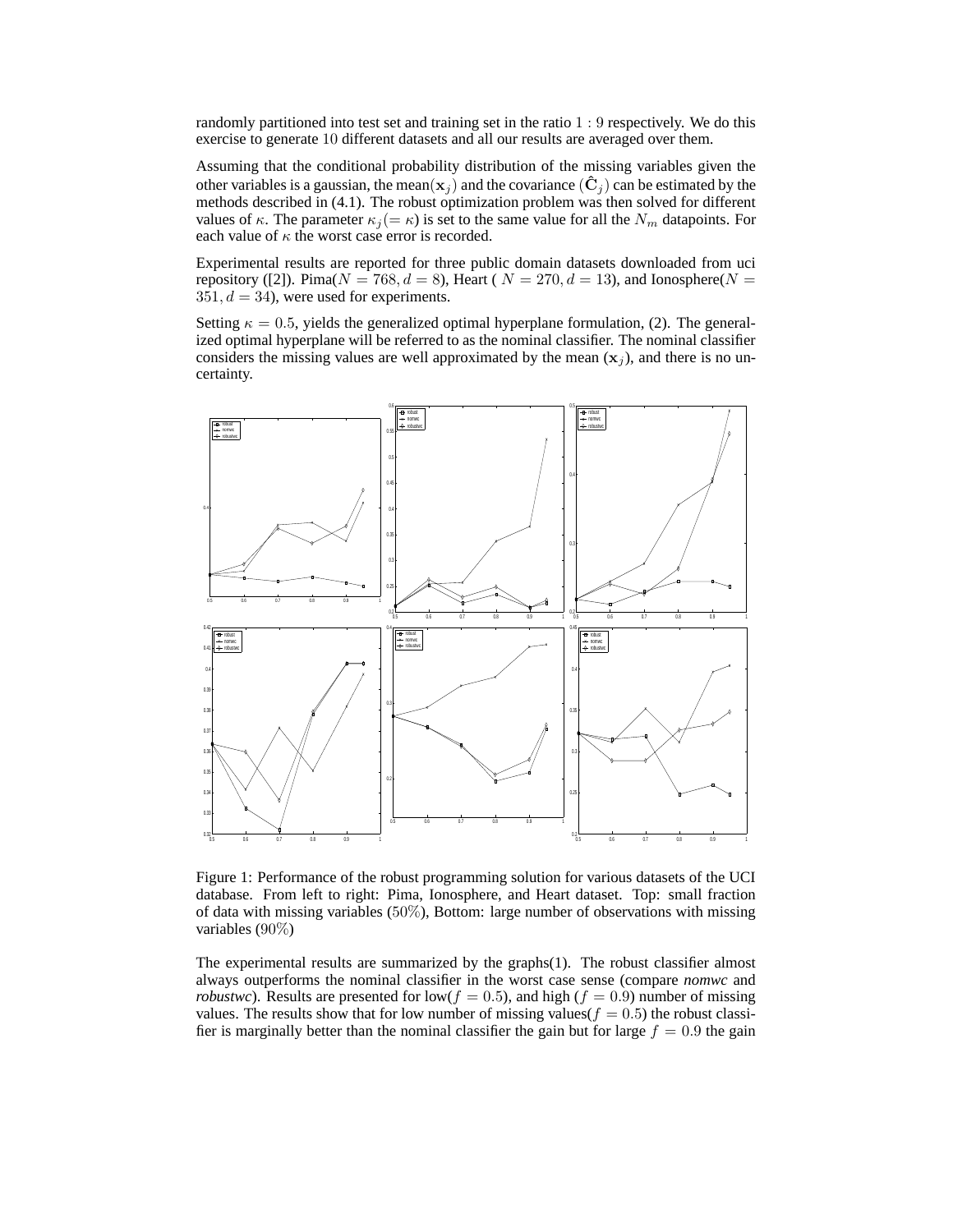randomly partitioned into test set and training set in the ratio $1 : 9$ respectively. We do this exercise to generate $10$ different datasets and all our results are averaged over them.

Assuming that the conditional probability distribution of the missing variables given the other variables is a gaussian, the mean($\mathbf{x}_j$) and the covariance ($\hat{\mathbf{C}}_j$) can be estimated by the methods described in (4.1). The robust optimization problem was then solved for different values of $\kappa$. The parameter $\kappa_j(= \kappa)$ is set to the same value for all the $N_m$ datapoints. For each value of $\kappa$ the worst case error is recorded.

Experimental results are reported for three public domain datasets downloaded from uci repository ([2]). Pima($N = 768, d = 8$), Heart ( $N = 270, d = 13$), and Ionosphere($N = 351, d = 34$), were used for experiments.

Setting $\kappa = 0.5$, yields the generalized optimal hyperplane formulation, (2). The generalized optimal hyperplane will be referred to as the nominal classifier. The nominal classifier considers the missing values are well approximated by the mean ($\mathbf{x}_j$), and there is no uncertainty.

Figure 1: Performance of the robust programming solution for various datasets of the UCI database. From left to right: Pima, Ionosphere, and Heart dataset. Top: small fraction of data with missing variables ($50\%$), Bottom: large number of observations with missing variables ($90\%$)

The experimental results are summarized by the graphs(1). The robust classifier almost always outperforms the nominal classifier in the worst case sense (compare *nomwc* and *robustwc*). Results are presented for low($f = 0.5$), and high ($f = 0.9$) number of missing values. The results show that for low number of missing values($f = 0.5$) the robust classifier is marginally better than the nominal classifier the gain but for large $f = 0.9$ the gain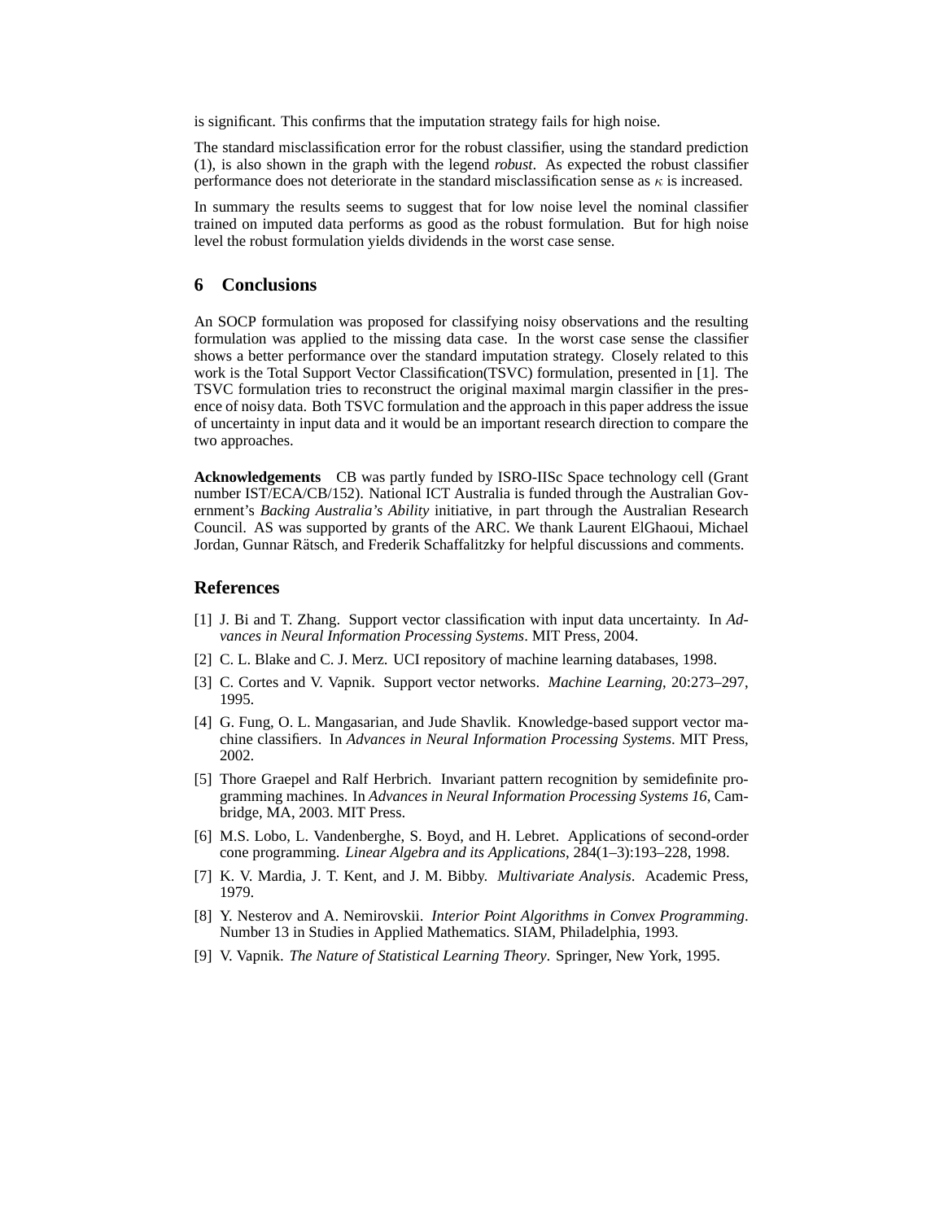is significant. This confirms that the imputation strategy fails for high noise.

The standard misclassification error for the robust classifier, using the standard prediction (1), is also shown in the graph with the legend *robust*. As expected the robust classifier performance does not deteriorate in the standard misclassification sense as $\kappa$ is increased.

In summary the results seems to suggest that for low noise level the nominal classifier trained on imputed data performs as good as the robust formulation. But for high noise level the robust formulation yields dividends in the worst case sense.

## 6 Conclusions

An SOCP formulation was proposed for classifying noisy observations and the resulting formulation was applied to the missing data case. In the worst case sense the classifier shows a better performance over the standard imputation strategy. Closely related to this work is the Total Support Vector Classification(TSVC) formulation, presented in [1]. The TSVC formulation tries to reconstruct the original maximal margin classifier in the presence of noisy data. Both TSVC formulation and the approach in this paper address the issue of uncertainty in input data and it would be an important research direction to compare the two approaches.

**Acknowledgements** CB was partly funded by ISRO-IISc Space technology cell (Grant number IST/ECA/CB/152). National ICT Australia is funded through the Australian Government's *Backing Australia's Ability* initiative, in part through the Australian Research Council. AS was supported by grants of the ARC. We thank Laurent ElGhaoui, Michael Jordan, Gunnar Rätsch, and Frederik Schaffalitzky for helpful discussions and comments.

## References

[1] J. Bi and T. Zhang. Support vector classification with input data uncertainty. In *Advances in Neural Information Processing Systems*. MIT Press, 2004.

[2] C. L. Blake and C. J. Merz. UCI repository of machine learning databases, 1998.

[3] C. Cortes and V. Vapnik. Support vector networks. *Machine Learning*, 20:273–297, 1995.

[4] G. Fung, O. L. Mangasarian, and Jude Shavlik. Knowledge-based support vector machine classifiers. In *Advances in Neural Information Processing Systems*. MIT Press, 2002.

[5] Thore Graepel and Ralf Herbrich. Invariant pattern recognition by semidefinite programming machines. In *Advances in Neural Information Processing Systems 16*, Cambridge, MA, 2003. MIT Press.

[6] M.S. Lobo, L. Vandenberghe, S. Boyd, and H. Lebret. Applications of second-order cone programming. *Linear Algebra and its Applications*, 284(1–3):193–228, 1998.

[7] K. V. Mardia, J. T. Kent, and J. M. Bibby. *Multivariate Analysis*. Academic Press, 1979.

[8] Y. Nesterov and A. Nemirovskii. *Interior Point Algorithms in Convex Programming*. Number 13 in Studies in Applied Mathematics. SIAM, Philadelphia, 1993.

[9] V. Vapnik. *The Nature of Statistical Learning Theory*. Springer, New York, 1995.